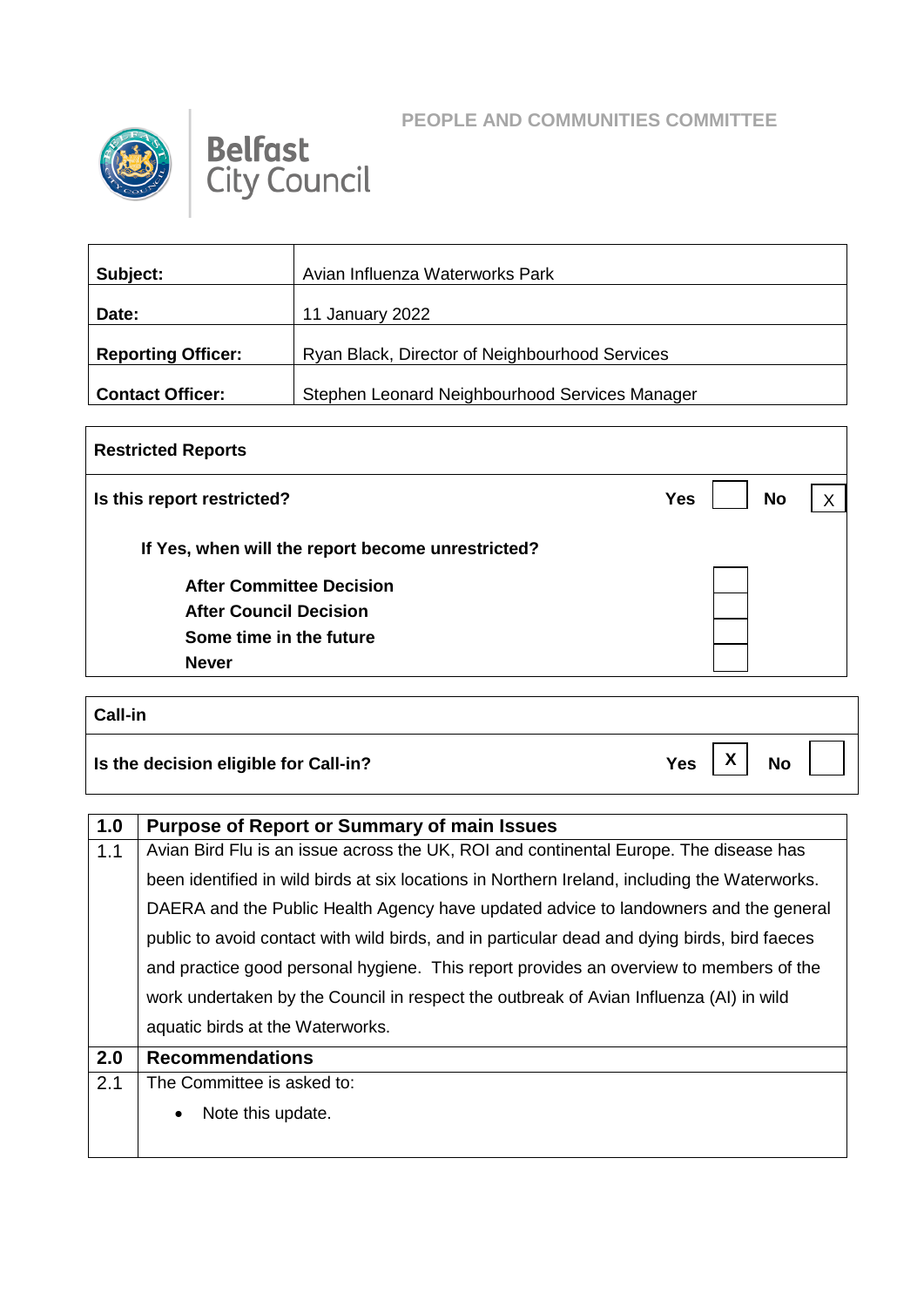# PEOPLE AND COMMUNITIES COMMITTEE

Belfast City Council

| **Subject:** | Avian Influenza Waterworks Park |
|---|---|
| **Date:** | 11 January 2022 |
| **Reporting Officer:** | Ryan Black, Director of Neighbourhood Services |
| **Contact Officer:** | Stephen Leonard Neighbourhood Services Manager |

| **Restricted Reports** | | | | |
|---|---|---|---|---|
| **Is this report restricted?** | **Yes** | | **No** | X |
| **If Yes, when will the report become unrestricted?** | | | | |
| **After Committee Decision** | | | | |
| **After Council Decision** | | | | |
| **Some time in the future** | | | | |
| **Never** | | | | |

| **Call-in** | | | | |
|---|---|---|---|---|
| **Is the decision eligible for Call-in?** | **Yes** | X | **No** | |

| **1.0** | **Purpose of Report or Summary of main Issues** |
|---|---|
| 1.1 | Avian Bird Flu is an issue across the UK, ROI and continental Europe. The disease has been identified in wild birds at six locations in Northern Ireland, including the Waterworks. DAERA and the Public Health Agency have updated advice to landowners and the general public to avoid contact with wild birds, and in particular dead and dying birds, bird faeces and practice good personal hygiene. This report provides an overview to members of the work undertaken by the Council in respect the outbreak of Avian Influenza (AI) in wild aquatic birds at the Waterworks. |
| **2.0** | **Recommendations** |
| 2.1 | The Committee is asked to:<br>• Note this update. |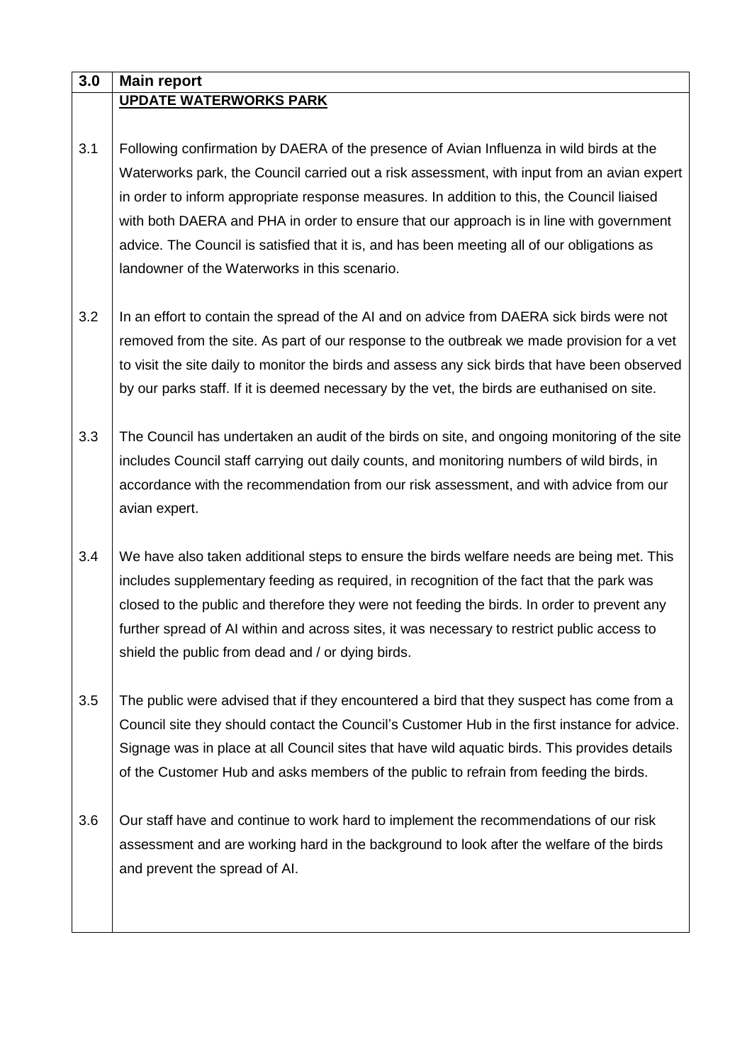| 3.0 | **Main report** |
|---|---|
| | **UPDATE WATERWORKS PARK** |
| 3.1 | Following confirmation by DAERA of the presence of Avian Influenza in wild birds at the Waterworks park, the Council carried out a risk assessment, with input from an avian expert in order to inform appropriate response measures. In addition to this, the Council liaised with both DAERA and PHA in order to ensure that our approach is in line with government advice. The Council is satisfied that it is, and has been meeting all of our obligations as landowner of the Waterworks in this scenario. |
| 3.2 | In an effort to contain the spread of the AI and on advice from DAERA sick birds were not removed from the site. As part of our response to the outbreak we made provision for a vet to visit the site daily to monitor the birds and assess any sick birds that have been observed by our parks staff. If it is deemed necessary by the vet, the birds are euthanised on site. |
| 3.3 | The Council has undertaken an audit of the birds on site, and ongoing monitoring of the site includes Council staff carrying out daily counts, and monitoring numbers of wild birds, in accordance with the recommendation from our risk assessment, and with advice from our avian expert. |
| 3.4 | We have also taken additional steps to ensure the birds welfare needs are being met. This includes supplementary feeding as required, in recognition of the fact that the park was closed to the public and therefore they were not feeding the birds. In order to prevent any further spread of AI within and across sites, it was necessary to restrict public access to shield the public from dead and / or dying birds. |
| 3.5 | The public were advised that if they encountered a bird that they suspect has come from a Council site they should contact the Council's Customer Hub in the first instance for advice. Signage was in place at all Council sites that have wild aquatic birds. This provides details of the Customer Hub and asks members of the public to refrain from feeding the birds. |
| 3.6 | Our staff have and continue to work hard to implement the recommendations of our risk assessment and are working hard in the background to look after the welfare of the birds and prevent the spread of AI. |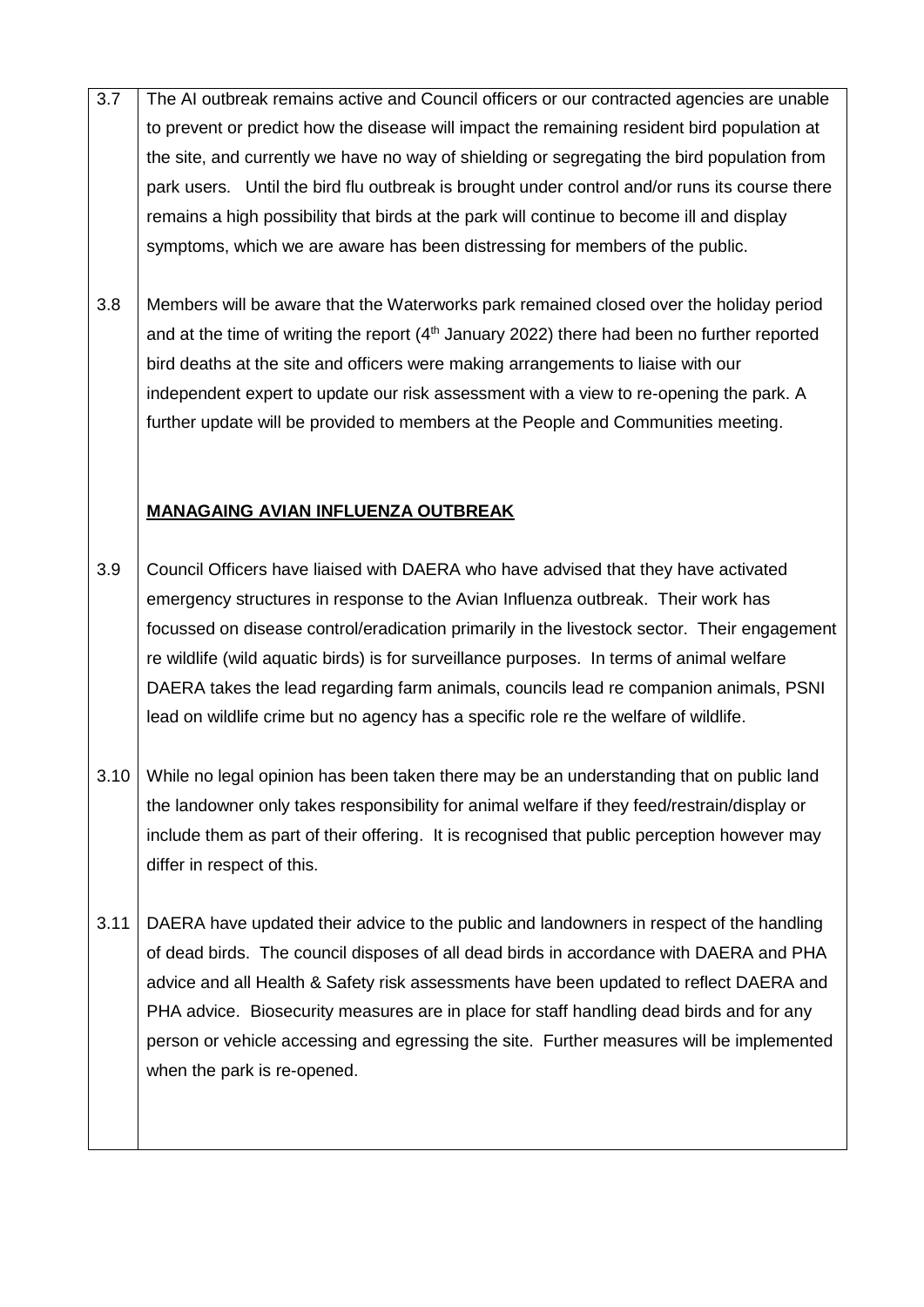3.7 The AI outbreak remains active and Council officers or our contracted agencies are unable to prevent or predict how the disease will impact the remaining resident bird population at the site, and currently we have no way of shielding or segregating the bird population from park users. Until the bird flu outbreak is brought under control and/or runs its course there remains a high possibility that birds at the park will continue to become ill and display symptoms, which we are aware has been distressing for members of the public.

3.8 Members will be aware that the Waterworks park remained closed over the holiday period and at the time of writing the report (4th January 2022) there had been no further reported bird deaths at the site and officers were making arrangements to liaise with our independent expert to update our risk assessment with a view to re-opening the park. A further update will be provided to members at the People and Communities meeting.

**MANAGAING AVIAN INFLUENZA OUTBREAK**

3.9 Council Officers have liaised with DAERA who have advised that they have activated emergency structures in response to the Avian Influenza outbreak. Their work has focussed on disease control/eradication primarily in the livestock sector. Their engagement re wildlife (wild aquatic birds) is for surveillance purposes. In terms of animal welfare DAERA takes the lead regarding farm animals, councils lead re companion animals, PSNI lead on wildlife crime but no agency has a specific role re the welfare of wildlife.

3.10 While no legal opinion has been taken there may be an understanding that on public land the landowner only takes responsibility for animal welfare if they feed/restrain/display or include them as part of their offering. It is recognised that public perception however may differ in respect of this.

3.11 DAERA have updated their advice to the public and landowners in respect of the handling of dead birds. The council disposes of all dead birds in accordance with DAERA and PHA advice and all Health & Safety risk assessments have been updated to reflect DAERA and PHA advice. Biosecurity measures are in place for staff handling dead birds and for any person or vehicle accessing and egressing the site. Further measures will be implemented when the park is re-opened.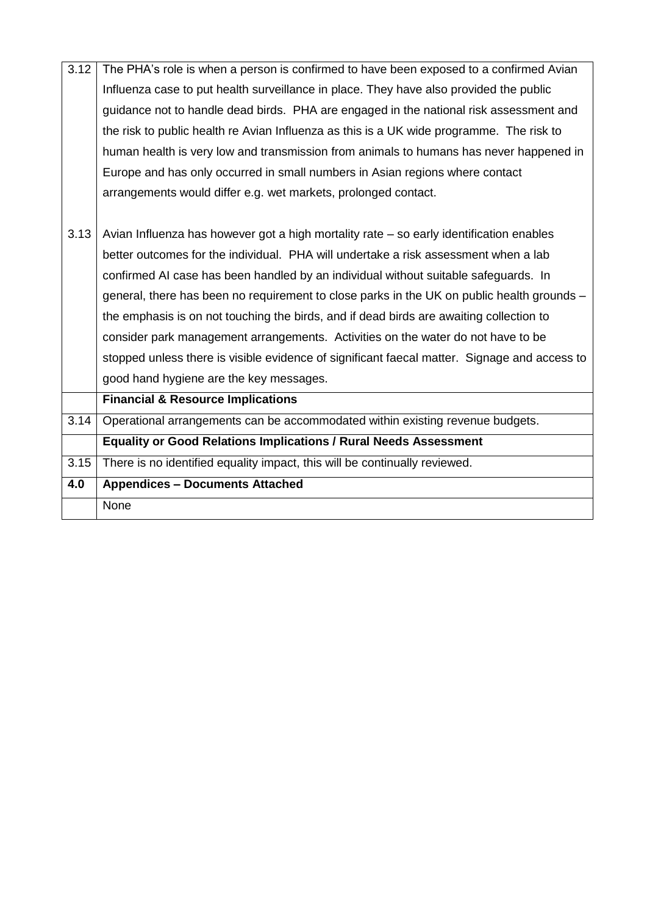| | |
|---|---|
| 3.12 | The PHA's role is when a person is confirmed to have been exposed to a confirmed Avian Influenza case to put health surveillance in place. They have also provided the public guidance not to handle dead birds. PHA are engaged in the national risk assessment and the risk to public health re Avian Influenza as this is a UK wide programme. The risk to human health is very low and transmission from animals to humans has never happened in Europe and has only occurred in small numbers in Asian regions where contact arrangements would differ e.g. wet markets, prolonged contact. |
| 3.13 | Avian Influenza has however got a high mortality rate – so early identification enables better outcomes for the individual. PHA will undertake a risk assessment when a lab confirmed AI case has been handled by an individual without suitable safeguards. In general, there has been no requirement to close parks in the UK on public health grounds – the emphasis is on not touching the birds, and if dead birds are awaiting collection to consider park management arrangements. Activities on the water do not have to be stopped unless there is visible evidence of significant faecal matter. Signage and access to good hand hygiene are the key messages. |
| | **Financial & Resource Implications** |
| 3.14 | Operational arrangements can be accommodated within existing revenue budgets. |
| | **Equality or Good Relations Implications / Rural Needs Assessment** |
| 3.15 | There is no identified equality impact, this will be continually reviewed. |
| **4.0** | **Appendices – Documents Attached** |
| | None |